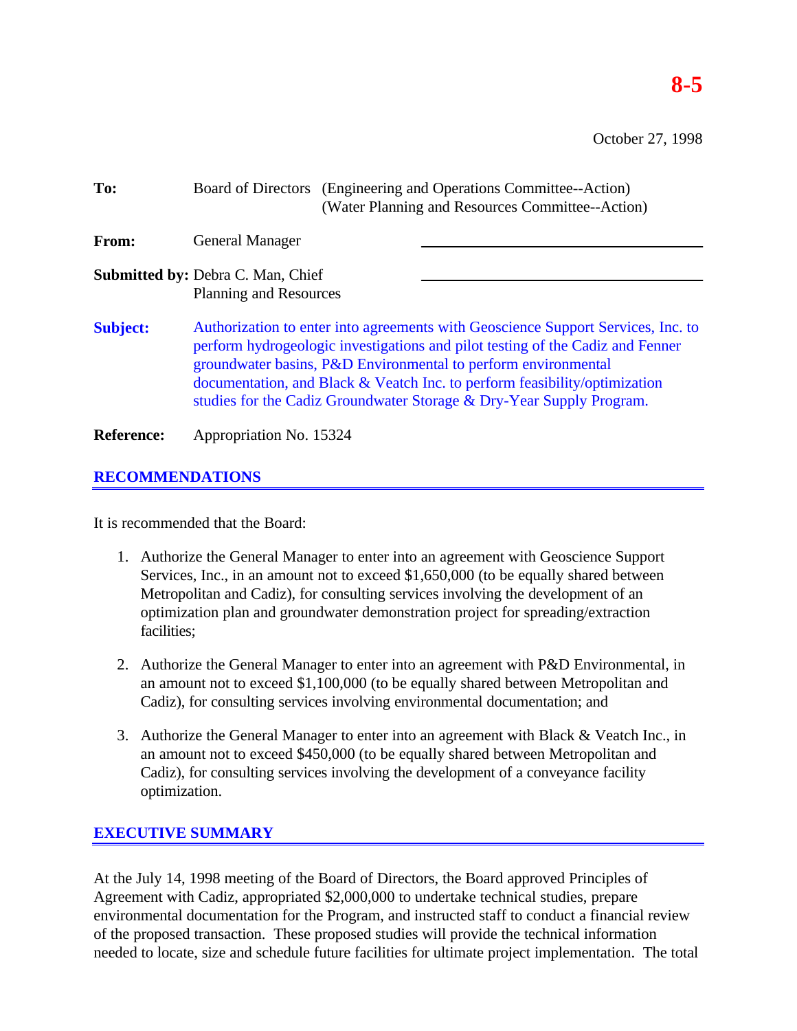**8-5**

October 27, 1998

**To:** Board of Directors (Engineering and Operations Committee--Action)
(Water Planning and Resources Committee--Action)

**From:** General Manager

**Submitted by:** Debra C. Man, Chief
Planning and Resources

**Subject:** Authorization to enter into agreements with Geoscience Support Services, Inc. to perform hydrogeologic investigations and pilot testing of the Cadiz and Fenner groundwater basins, P&D Environmental to perform environmental documentation, and Black & Veatch Inc. to perform feasibility/optimization studies for the Cadiz Groundwater Storage & Dry-Year Supply Program.

**Reference:** Appropriation No. 15324

## RECOMMENDATIONS

It is recommended that the Board:

1. Authorize the General Manager to enter into an agreement with Geoscience Support Services, Inc., in an amount not to exceed $1,650,000 (to be equally shared between Metropolitan and Cadiz), for consulting services involving the development of an optimization plan and groundwater demonstration project for spreading/extraction facilities;

2. Authorize the General Manager to enter into an agreement with P&D Environmental, in an amount not to exceed $1,100,000 (to be equally shared between Metropolitan and Cadiz), for consulting services involving environmental documentation; and

3. Authorize the General Manager to enter into an agreement with Black & Veatch Inc., in an amount not to exceed $450,000 (to be equally shared between Metropolitan and Cadiz), for consulting services involving the development of a conveyance facility optimization.

## EXECUTIVE SUMMARY

At the July 14, 1998 meeting of the Board of Directors, the Board approved Principles of Agreement with Cadiz, appropriated $2,000,000 to undertake technical studies, prepare environmental documentation for the Program, and instructed staff to conduct a financial review of the proposed transaction. These proposed studies will provide the technical information needed to locate, size and schedule future facilities for ultimate project implementation. The total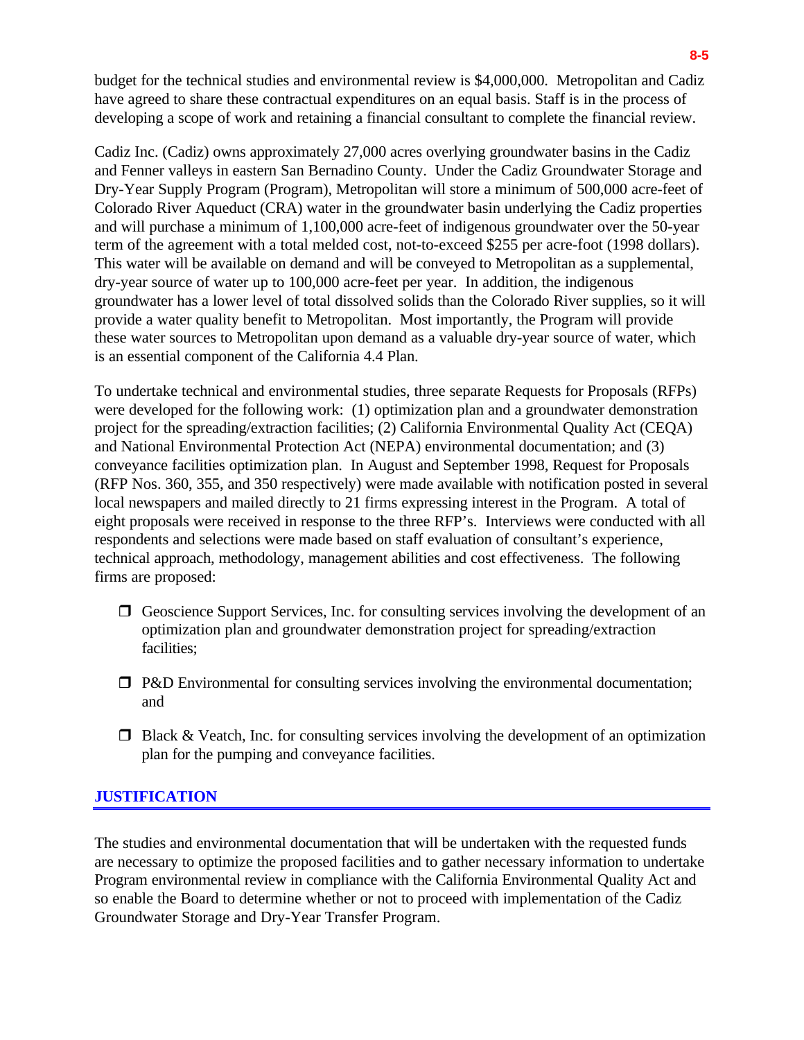budget for the technical studies and environmental review is $4,000,000. Metropolitan and Cadiz have agreed to share these contractual expenditures on an equal basis. Staff is in the process of developing a scope of work and retaining a financial consultant to complete the financial review.

Cadiz Inc. (Cadiz) owns approximately 27,000 acres overlying groundwater basins in the Cadiz and Fenner valleys in eastern San Bernadino County. Under the Cadiz Groundwater Storage and Dry-Year Supply Program (Program), Metropolitan will store a minimum of 500,000 acre-feet of Colorado River Aqueduct (CRA) water in the groundwater basin underlying the Cadiz properties and will purchase a minimum of 1,100,000 acre-feet of indigenous groundwater over the 50-year term of the agreement with a total melded cost, not-to-exceed $255 per acre-foot (1998 dollars). This water will be available on demand and will be conveyed to Metropolitan as a supplemental, dry-year source of water up to 100,000 acre-feet per year. In addition, the indigenous groundwater has a lower level of total dissolved solids than the Colorado River supplies, so it will provide a water quality benefit to Metropolitan. Most importantly, the Program will provide these water sources to Metropolitan upon demand as a valuable dry-year source of water, which is an essential component of the California 4.4 Plan.

To undertake technical and environmental studies, three separate Requests for Proposals (RFPs) were developed for the following work: (1) optimization plan and a groundwater demonstration project for the spreading/extraction facilities; (2) California Environmental Quality Act (CEQA) and National Environmental Protection Act (NEPA) environmental documentation; and (3) conveyance facilities optimization plan. In August and September 1998, Request for Proposals (RFP Nos. 360, 355, and 350 respectively) were made available with notification posted in several local newspapers and mailed directly to 21 firms expressing interest in the Program. A total of eight proposals were received in response to the three RFP's. Interviews were conducted with all respondents and selections were made based on staff evaluation of consultant's experience, technical approach, methodology, management abilities and cost effectiveness. The following firms are proposed:

- Geoscience Support Services, Inc. for consulting services involving the development of an optimization plan and groundwater demonstration project for spreading/extraction facilities;
- P&D Environmental for consulting services involving the environmental documentation; and
- Black & Veatch, Inc. for consulting services involving the development of an optimization plan for the pumping and conveyance facilities.

## JUSTIFICATION

The studies and environmental documentation that will be undertaken with the requested funds are necessary to optimize the proposed facilities and to gather necessary information to undertake Program environmental review in compliance with the California Environmental Quality Act and so enable the Board to determine whether or not to proceed with implementation of the Cadiz Groundwater Storage and Dry-Year Transfer Program.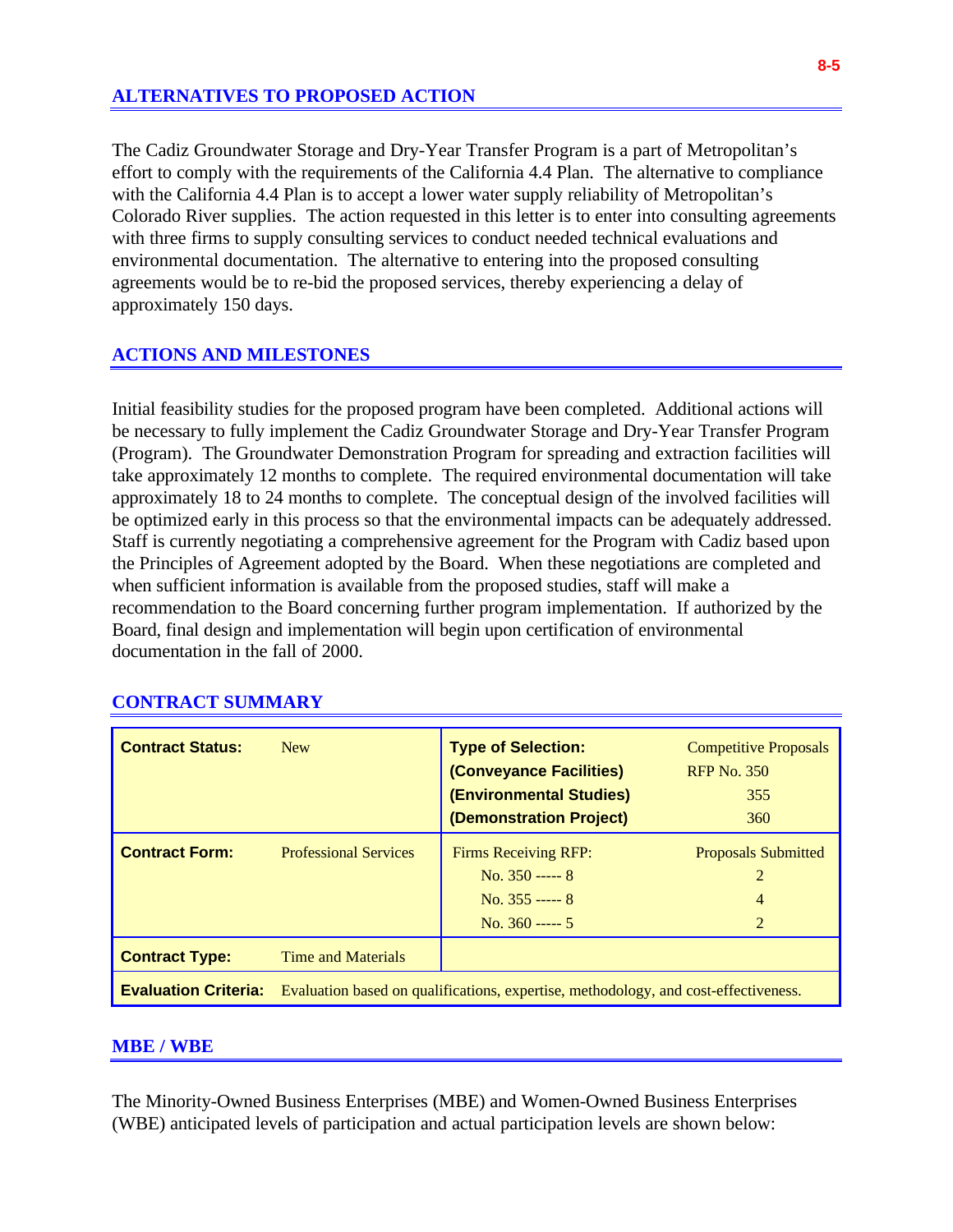## ALTERNATIVES TO PROPOSED ACTION

The Cadiz Groundwater Storage and Dry-Year Transfer Program is a part of Metropolitan's effort to comply with the requirements of the California 4.4 Plan. The alternative to compliance with the California 4.4 Plan is to accept a lower water supply reliability of Metropolitan's Colorado River supplies. The action requested in this letter is to enter into consulting agreements with three firms to supply consulting services to conduct needed technical evaluations and environmental documentation. The alternative to entering into the proposed consulting agreements would be to re-bid the proposed services, thereby experiencing a delay of approximately 150 days.

## ACTIONS AND MILESTONES

Initial feasibility studies for the proposed program have been completed. Additional actions will be necessary to fully implement the Cadiz Groundwater Storage and Dry-Year Transfer Program (Program). The Groundwater Demonstration Program for spreading and extraction facilities will take approximately 12 months to complete. The required environmental documentation will take approximately 18 to 24 months to complete. The conceptual design of the involved facilities will be optimized early in this process so that the environmental impacts can be adequately addressed. Staff is currently negotiating a comprehensive agreement for the Program with Cadiz based upon the Principles of Agreement adopted by the Board. When these negotiations are completed and when sufficient information is available from the proposed studies, staff will make a recommendation to the Board concerning further program implementation. If authorized by the Board, final design and implementation will begin upon certification of environmental documentation in the fall of 2000.

## CONTRACT SUMMARY

| | | | |
|---|---|---|---|
| **Contract Status:** | New | **Type of Selection:**<br>**(Conveyance Facilities)**<br>**(Environmental Studies)**<br>**(Demonstration Project)** | Competitive Proposals<br>RFP No. 350<br>355<br>360 |
| **Contract Form:** | Professional Services | Firms Receiving RFP:<br>No. 350 ----- 8<br>No. 355 ----- 8<br>No. 360 ----- 5 | Proposals Submitted<br>2<br>4<br>2 |
| **Contract Type:** | Time and Materials | | |
| **Evaluation Criteria:** | Evaluation based on qualifications, expertise, methodology, and cost-effectiveness. | | |

## MBE / WBE

The Minority-Owned Business Enterprises (MBE) and Women-Owned Business Enterprises (WBE) anticipated levels of participation and actual participation levels are shown below: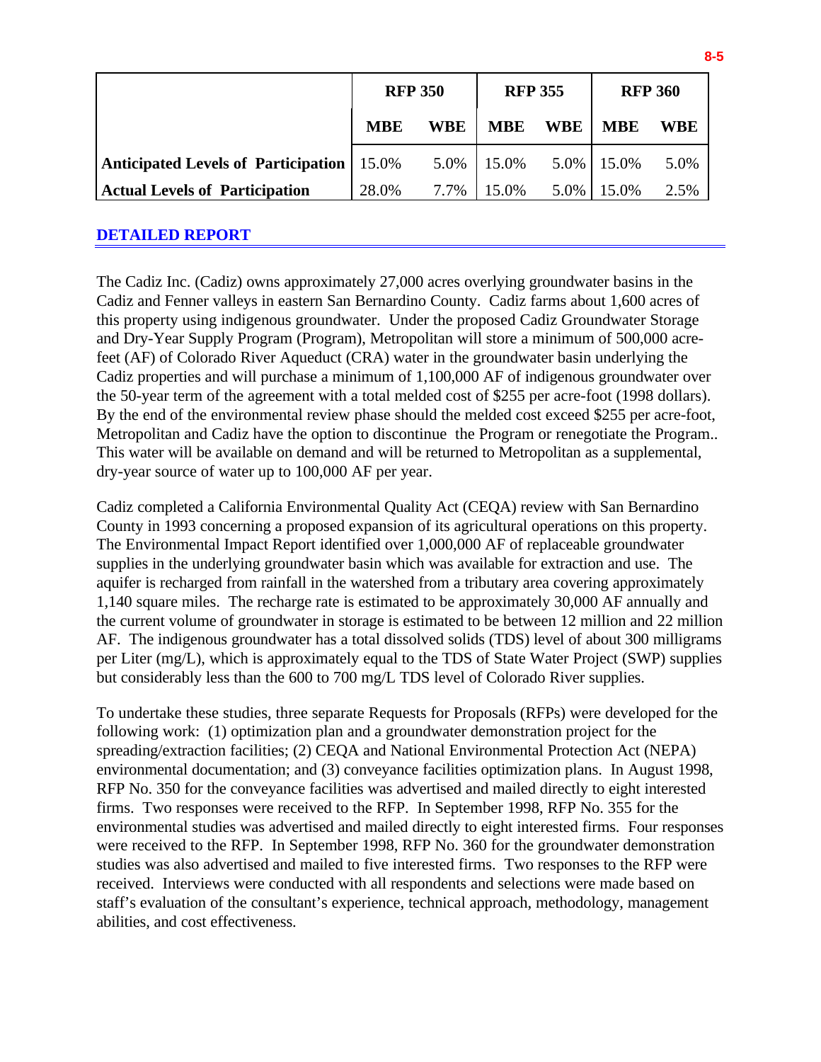| | RFP 350 | | RFP 355 | | RFP 360 | |
|---|---|---|---|---|---|---|
| | **MBE** | **WBE** | **MBE** | **WBE** | **MBE** | **WBE** |
| **Anticipated Levels of Participation** | 15.0% | 5.0% | 15.0% | 5.0% | 15.0% | 5.0% |
| **Actual Levels of Participation** | 28.0% | 7.7% | 15.0% | 5.0% | 15.0% | 2.5% |

## DETAILED REPORT

The Cadiz Inc. (Cadiz) owns approximately 27,000 acres overlying groundwater basins in the Cadiz and Fenner valleys in eastern San Bernardino County. Cadiz farms about 1,600 acres of this property using indigenous groundwater. Under the proposed Cadiz Groundwater Storage and Dry-Year Supply Program (Program), Metropolitan will store a minimum of 500,000 acre-feet (AF) of Colorado River Aqueduct (CRA) water in the groundwater basin underlying the Cadiz properties and will purchase a minimum of 1,100,000 AF of indigenous groundwater over the 50-year term of the agreement with a total melded cost of $255 per acre-foot (1998 dollars). By the end of the environmental review phase should the melded cost exceed $255 per acre-foot, Metropolitan and Cadiz have the option to discontinue the Program or renegotiate the Program.. This water will be available on demand and will be returned to Metropolitan as a supplemental, dry-year source of water up to 100,000 AF per year.

Cadiz completed a California Environmental Quality Act (CEQA) review with San Bernardino County in 1993 concerning a proposed expansion of its agricultural operations on this property. The Environmental Impact Report identified over 1,000,000 AF of replaceable groundwater supplies in the underlying groundwater basin which was available for extraction and use. The aquifer is recharged from rainfall in the watershed from a tributary area covering approximately 1,140 square miles. The recharge rate is estimated to be approximately 30,000 AF annually and the current volume of groundwater in storage is estimated to be between 12 million and 22 million AF. The indigenous groundwater has a total dissolved solids (TDS) level of about 300 milligrams per Liter (mg/L), which is approximately equal to the TDS of State Water Project (SWP) supplies but considerably less than the 600 to 700 mg/L TDS level of Colorado River supplies.

To undertake these studies, three separate Requests for Proposals (RFPs) were developed for the following work: (1) optimization plan and a groundwater demonstration project for the spreading/extraction facilities; (2) CEQA and National Environmental Protection Act (NEPA) environmental documentation; and (3) conveyance facilities optimization plans. In August 1998, RFP No. 350 for the conveyance facilities was advertised and mailed directly to eight interested firms. Two responses were received to the RFP. In September 1998, RFP No. 355 for the environmental studies was advertised and mailed directly to eight interested firms. Four responses were received to the RFP. In September 1998, RFP No. 360 for the groundwater demonstration studies was also advertised and mailed to five interested firms. Two responses to the RFP were received. Interviews were conducted with all respondents and selections were made based on staff's evaluation of the consultant's experience, technical approach, methodology, management abilities, and cost effectiveness.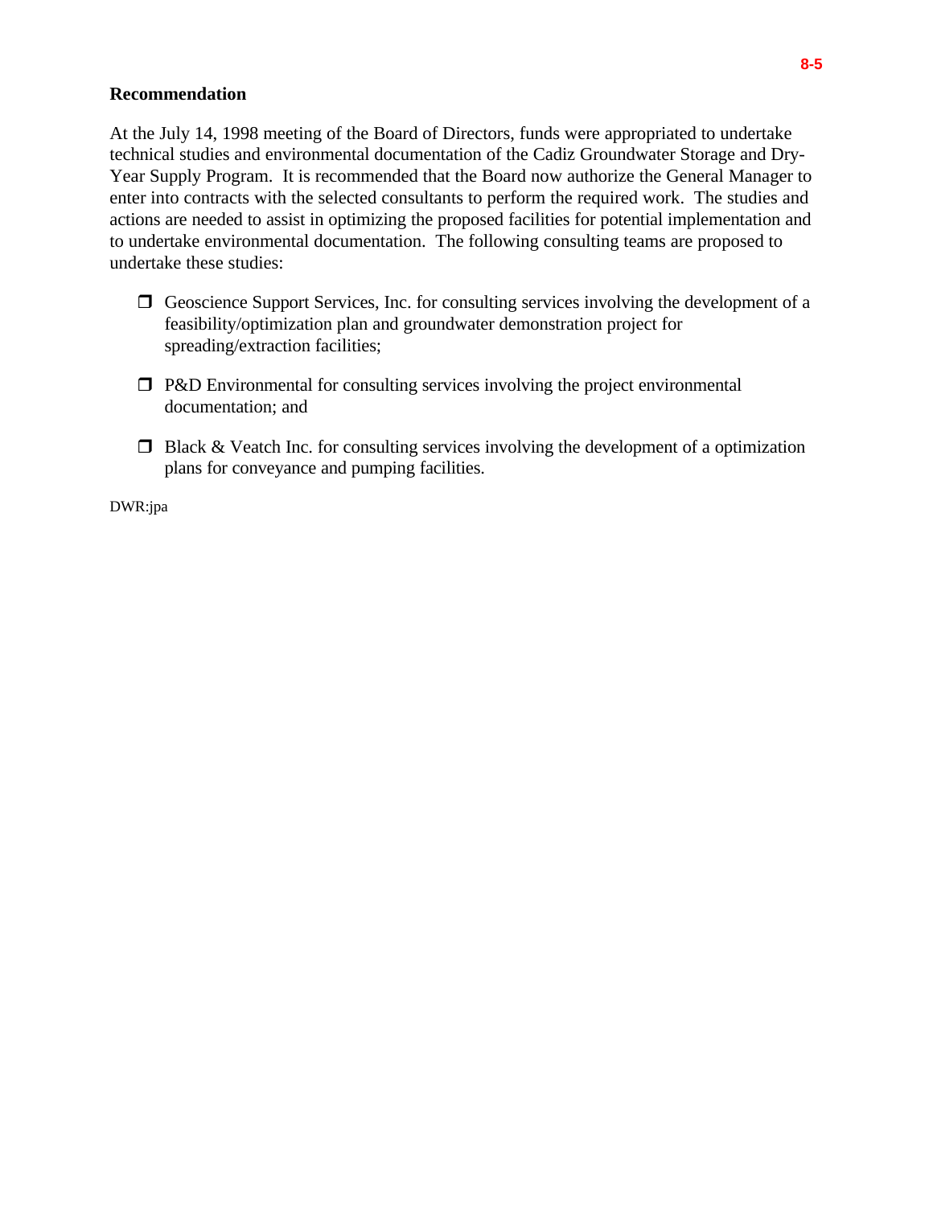**Recommendation**

At the July 14, 1998 meeting of the Board of Directors, funds were appropriated to undertake technical studies and environmental documentation of the Cadiz Groundwater Storage and Dry-Year Supply Program. It is recommended that the Board now authorize the General Manager to enter into contracts with the selected consultants to perform the required work. The studies and actions are needed to assist in optimizing the proposed facilities for potential implementation and to undertake environmental documentation. The following consulting teams are proposed to undertake these studies:

- ❒ Geoscience Support Services, Inc. for consulting services involving the development of a feasibility/optimization plan and groundwater demonstration project for spreading/extraction facilities;
- ❒ P&D Environmental for consulting services involving the project environmental documentation; and
- ❒ Black & Veatch Inc. for consulting services involving the development of a optimization plans for conveyance and pumping facilities.

DWR:jpa